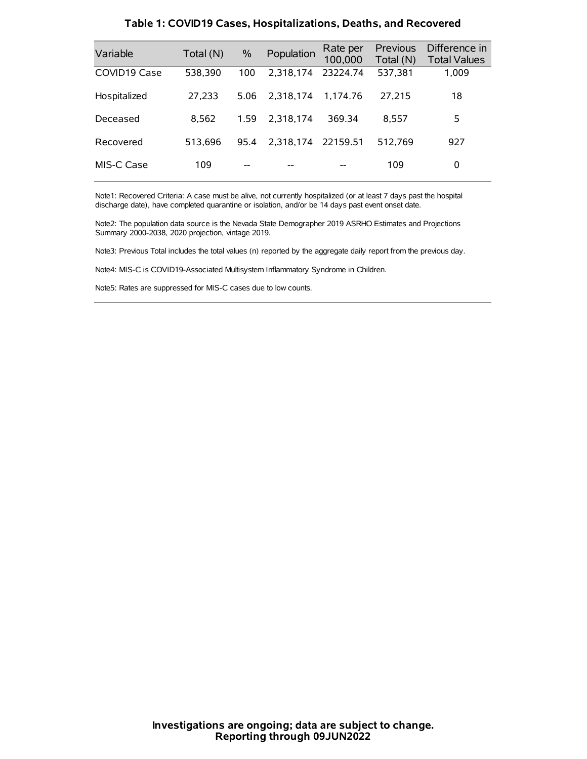## Table 1: COVID19 Cases, Hospitalizations, Deaths, and Recovered

| Variable | Total (N) | % | Population | Rate per 100,000 | Previous Total (N) | Difference in Total Values |
|---|---|---|---|---|---|---|
| COVID19 Case | 538,390 | 100 | 2,318,174 | 23224.74 | 537,381 | 1,009 |
| Hospitalized | 27,233 | 5.06 | 2,318,174 | 1,174.76 | 27,215 | 18 |
| Deceased | 8,562 | 1.59 | 2,318,174 | 369.34 | 8,557 | 5 |
| Recovered | 513,696 | 95.4 | 2,318,174 | 22159.51 | 512,769 | 927 |
| MIS-C Case | 109 | -- | -- | -- | 109 | 0 |

Note1: Recovered Criteria: A case must be alive, not currently hospitalized (or at least 7 days past the hospital discharge date), have completed quarantine or isolation, and/or be 14 days past event onset date.

Note2: The population data source is the Nevada State Demographer 2019 ASRHO Estimates and Projections Summary 2000-2038, 2020 projection, vintage 2019.

Note3: Previous Total includes the total values (n) reported by the aggregate daily report from the previous day.

Note4: MIS-C is COVID19-Associated Multisystem Inflammatory Syndrome in Children.

Note5: Rates are suppressed for MIS-C cases due to low counts.

**Investigations are ongoing; data are subject to change.**
**Reporting through 09JUN2022**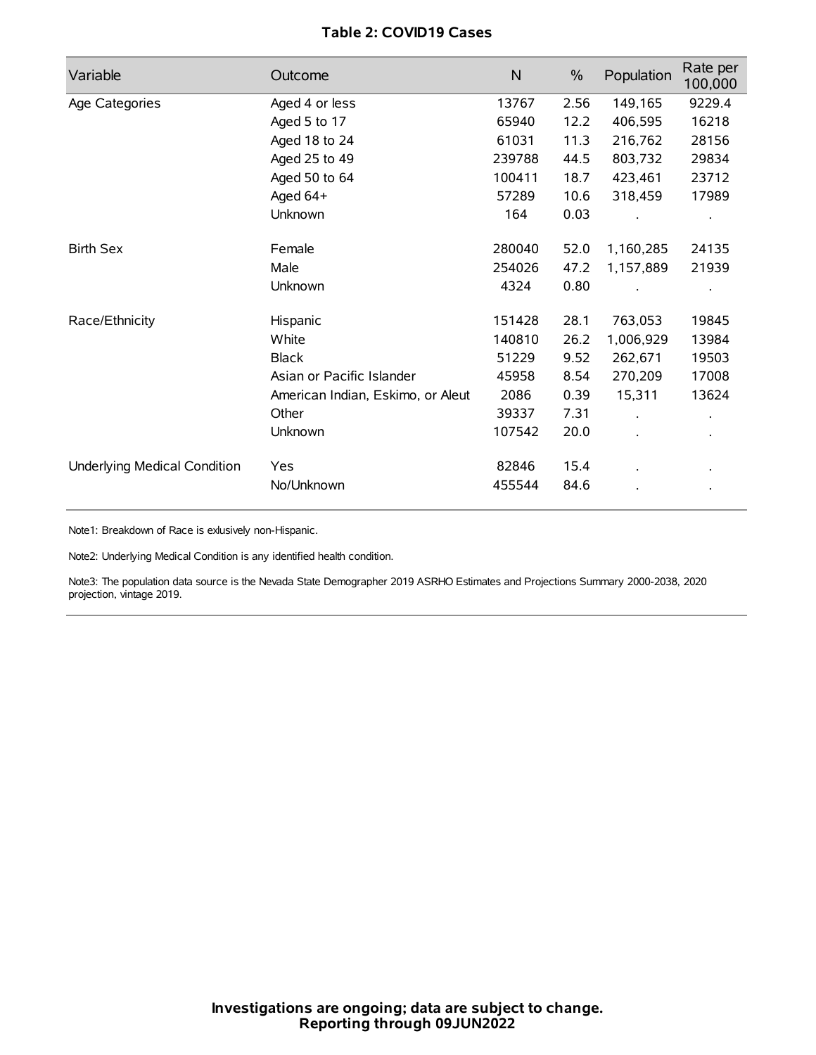**Table 2: COVID19 Cases**

| Variable | Outcome | N | % | Population | Rate per 100,000 |
|---|---|---|---|---|---|
| Age Categories | Aged 4 or less | 13767 | 2.56 | 149,165 | 9229.4 |
| | Aged 5 to 17 | 65940 | 12.2 | 406,595 | 16218 |
| | Aged 18 to 24 | 61031 | 11.3 | 216,762 | 28156 |
| | Aged 25 to 49 | 239788 | 44.5 | 803,732 | 29834 |
| | Aged 50 to 64 | 100411 | 18.7 | 423,461 | 23712 |
| | Aged 64+ | 57289 | 10.6 | 318,459 | 17989 |
| | Unknown | 164 | 0.03 | . | . |
| Birth Sex | Female | 280040 | 52.0 | 1,160,285 | 24135 |
| | Male | 254026 | 47.2 | 1,157,889 | 21939 |
| | Unknown | 4324 | 0.80 | . | . |
| Race/Ethnicity | Hispanic | 151428 | 28.1 | 763,053 | 19845 |
| | White | 140810 | 26.2 | 1,006,929 | 13984 |
| | Black | 51229 | 9.52 | 262,671 | 19503 |
| | Asian or Pacific Islander | 45958 | 8.54 | 270,209 | 17008 |
| | American Indian, Eskimo, or Aleut | 2086 | 0.39 | 15,311 | 13624 |
| | Other | 39337 | 7.31 | . | . |
| | Unknown | 107542 | 20.0 | . | . |
| Underlying Medical Condition | Yes | 82846 | 15.4 | . | . |
| | No/Unknown | 455544 | 84.6 | . | . |

Note1: Breakdown of Race is exlusively non-Hispanic.

Note2: Underlying Medical Condition is any identified health condition.

Note3: The population data source is the Nevada State Demographer 2019 ASRHO Estimates and Projections Summary 2000-2038, 2020 projection, vintage 2019.

**Investigations are ongoing; data are subject to change.**
**Reporting through 09JUN2022**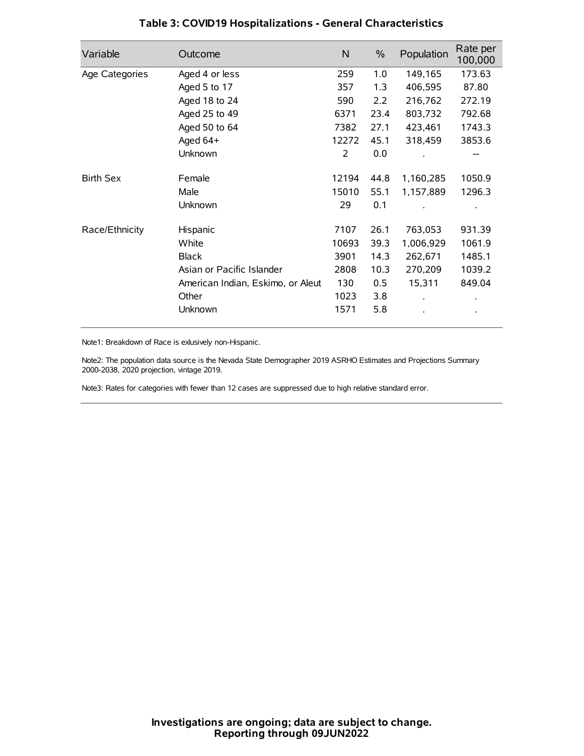## Table 3: COVID19 Hospitalizations - General Characteristics

| Variable | Outcome | N | % | Population | Rate per 100,000 |
|---|---|---|---|---|---|
| Age Categories | Aged 4 or less | 259 | 1.0 | 149,165 | 173.63 |
| | Aged 5 to 17 | 357 | 1.3 | 406,595 | 87.80 |
| | Aged 18 to 24 | 590 | 2.2 | 216,762 | 272.19 |
| | Aged 25 to 49 | 6371 | 23.4 | 803,732 | 792.68 |
| | Aged 50 to 64 | 7382 | 27.1 | 423,461 | 1743.3 |
| | Aged 64+ | 12272 | 45.1 | 318,459 | 3853.6 |
| | Unknown | 2 | 0.0 | . | -- |
| Birth Sex | Female | 12194 | 44.8 | 1,160,285 | 1050.9 |
| | Male | 15010 | 55.1 | 1,157,889 | 1296.3 |
| | Unknown | 29 | 0.1 | . | . |
| Race/Ethnicity | Hispanic | 7107 | 26.1 | 763,053 | 931.39 |
| | White | 10693 | 39.3 | 1,006,929 | 1061.9 |
| | Black | 3901 | 14.3 | 262,671 | 1485.1 |
| | Asian or Pacific Islander | 2808 | 10.3 | 270,209 | 1039.2 |
| | American Indian, Eskimo, or Aleut | 130 | 0.5 | 15,311 | 849.04 |
| | Other | 1023 | 3.8 | . | . |
| | Unknown | 1571 | 5.8 | . | . |

Note1: Breakdown of Race is exlusively non-Hispanic.

Note2: The population data source is the Nevada State Demographer 2019 ASRHO Estimates and Projections Summary 2000-2038, 2020 projection, vintage 2019.

Note3: Rates for categories with fewer than 12 cases are suppressed due to high relative standard error.

**Investigations are ongoing; data are subject to change.**
**Reporting through 09JUN2022**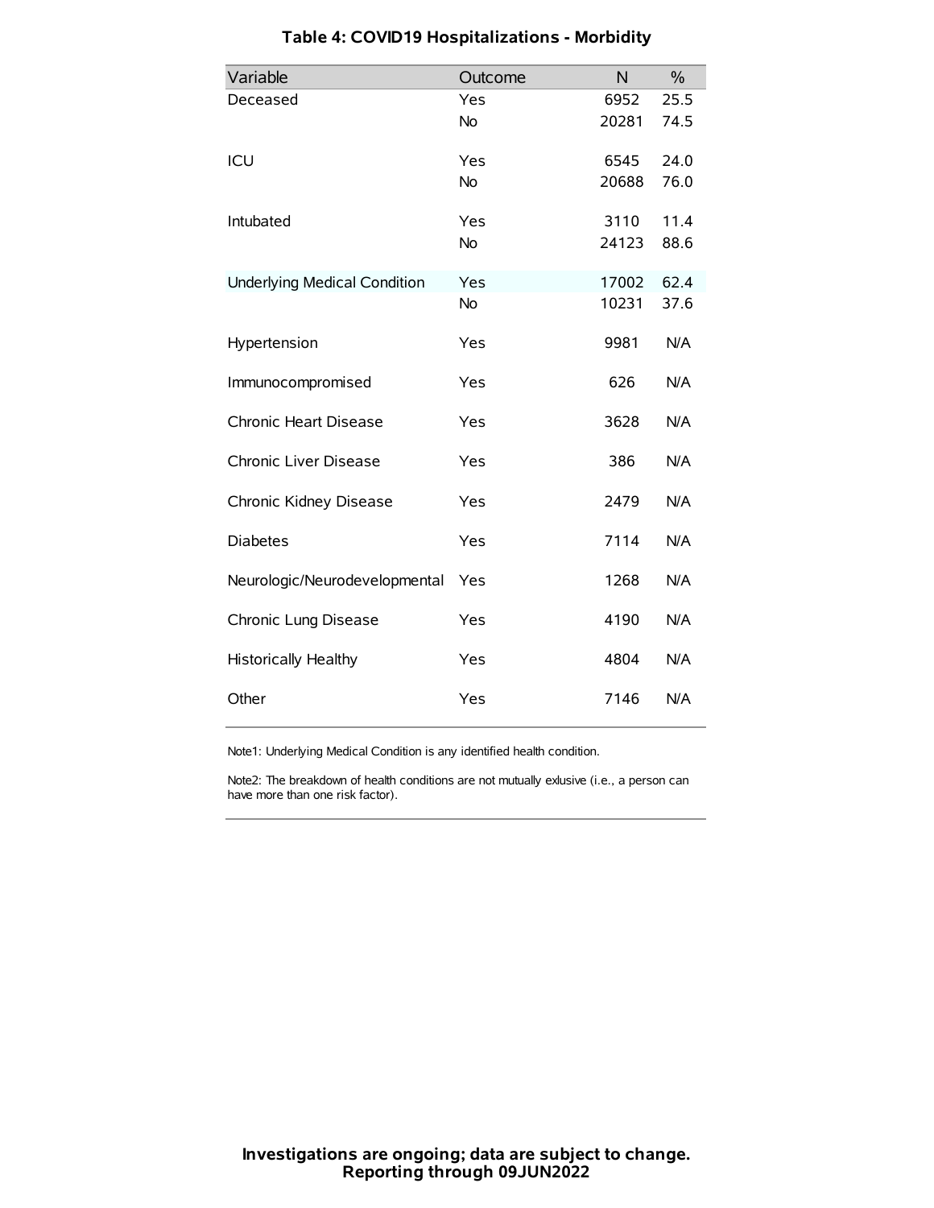# Table 4: COVID19 Hospitalizations - Morbidity

| Variable | Outcome | N | % |
|---|---|---|---|
| Deceased | Yes | 6952 | 25.5 |
| | No | 20281 | 74.5 |
| ICU | Yes | 6545 | 24.0 |
| | No | 20688 | 76.0 |
| Intubated | Yes | 3110 | 11.4 |
| | No | 24123 | 88.6 |
| Underlying Medical Condition | Yes | 17002 | 62.4 |
| | No | 10231 | 37.6 |
| Hypertension | Yes | 9981 | N/A |
| Immunocompromised | Yes | 626 | N/A |
| Chronic Heart Disease | Yes | 3628 | N/A |
| Chronic Liver Disease | Yes | 386 | N/A |
| Chronic Kidney Disease | Yes | 2479 | N/A |
| Diabetes | Yes | 7114 | N/A |
| Neurologic/Neurodevelopmental | Yes | 1268 | N/A |
| Chronic Lung Disease | Yes | 4190 | N/A |
| Historically Healthy | Yes | 4804 | N/A |
| Other | Yes | 7146 | N/A |

Note1: Underlying Medical Condition is any identified health condition.

Note2: The breakdown of health conditions are not mutually exlusive (i.e., a person can have more than one risk factor).

**Investigations are ongoing; data are subject to change.**
**Reporting through 09JUN2022**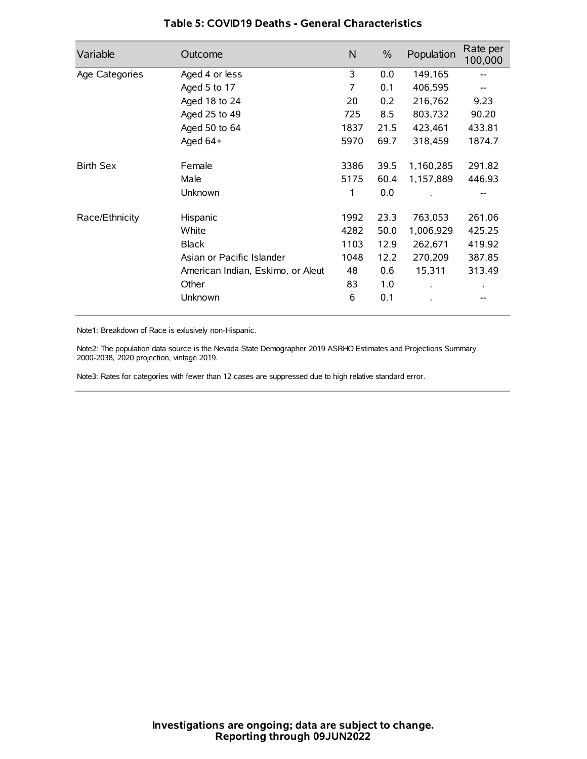# Table 5: COVID19 Deaths - General Characteristics

| Variable | Outcome | N | % | Population | Rate per 100,000 |
|---|---|---|---|---|---|
| Age Categories | Aged 4 or less | 3 | 0.0 | 149,165 | -- |
| | Aged 5 to 17 | 7 | 0.1 | 406,595 | -- |
| | Aged 18 to 24 | 20 | 0.2 | 216,762 | 9.23 |
| | Aged 25 to 49 | 725 | 8.5 | 803,732 | 90.20 |
| | Aged 50 to 64 | 1837 | 21.5 | 423,461 | 433.81 |
| | Aged 64+ | 5970 | 69.7 | 318,459 | 1874.7 |
| Birth Sex | Female | 3386 | 39.5 | 1,160,285 | 291.82 |
| | Male | 5175 | 60.4 | 1,157,889 | 446.93 |
| | Unknown | 1 | 0.0 | . | -- |
| Race/Ethnicity | Hispanic | 1992 | 23.3 | 763,053 | 261.06 |
| | White | 4282 | 50.0 | 1,006,929 | 425.25 |
| | Black | 1103 | 12.9 | 262,671 | 419.92 |
| | Asian or Pacific Islander | 1048 | 12.2 | 270,209 | 387.85 |
| | American Indian, Eskimo, or Aleut | 48 | 0.6 | 15,311 | 313.49 |
| | Other | 83 | 1.0 | . | . |
| | Unknown | 6 | 0.1 | . | -- |

Note1: Breakdown of Race is exlusively non-Hispanic.

Note2: The population data source is the Nevada State Demographer 2019 ASRHO Estimates and Projections Summary 2000-2038, 2020 projection, vintage 2019.

Note3: Rates for categories with fewer than 12 cases are suppressed due to high relative standard error.

**Investigations are ongoing; data are subject to change.**
**Reporting through 09JUN2022**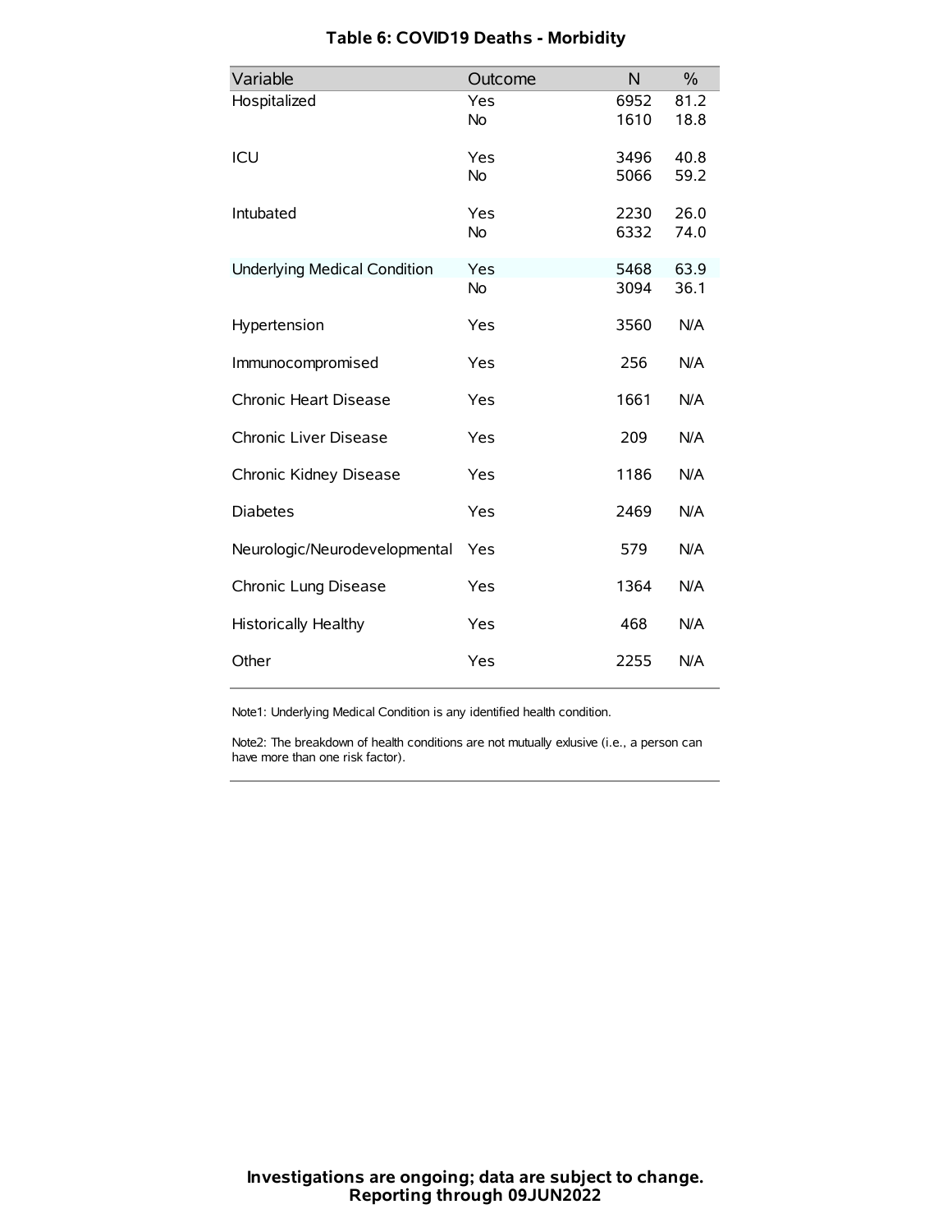## Table 6: COVID19 Deaths - Morbidity

| Variable | Outcome | N | % |
|---|---|---|---|
| Hospitalized | Yes | 6952 | 81.2 |
| | No | 1610 | 18.8 |
| ICU | Yes | 3496 | 40.8 |
| | No | 5066 | 59.2 |
| Intubated | Yes | 2230 | 26.0 |
| | No | 6332 | 74.0 |
| Underlying Medical Condition | Yes | 5468 | 63.9 |
| | No | 3094 | 36.1 |
| Hypertension | Yes | 3560 | N/A |
| Immunocompromised | Yes | 256 | N/A |
| Chronic Heart Disease | Yes | 1661 | N/A |
| Chronic Liver Disease | Yes | 209 | N/A |
| Chronic Kidney Disease | Yes | 1186 | N/A |
| Diabetes | Yes | 2469 | N/A |
| Neurologic/Neurodevelopmental | Yes | 579 | N/A |
| Chronic Lung Disease | Yes | 1364 | N/A |
| Historically Healthy | Yes | 468 | N/A |
| Other | Yes | 2255 | N/A |

Note1: Underlying Medical Condition is any identified health condition.

Note2: The breakdown of health conditions are not mutually exlusive (i.e., a person can have more than one risk factor).

**Investigations are ongoing; data are subject to change.**
**Reporting through 09JUN2022**